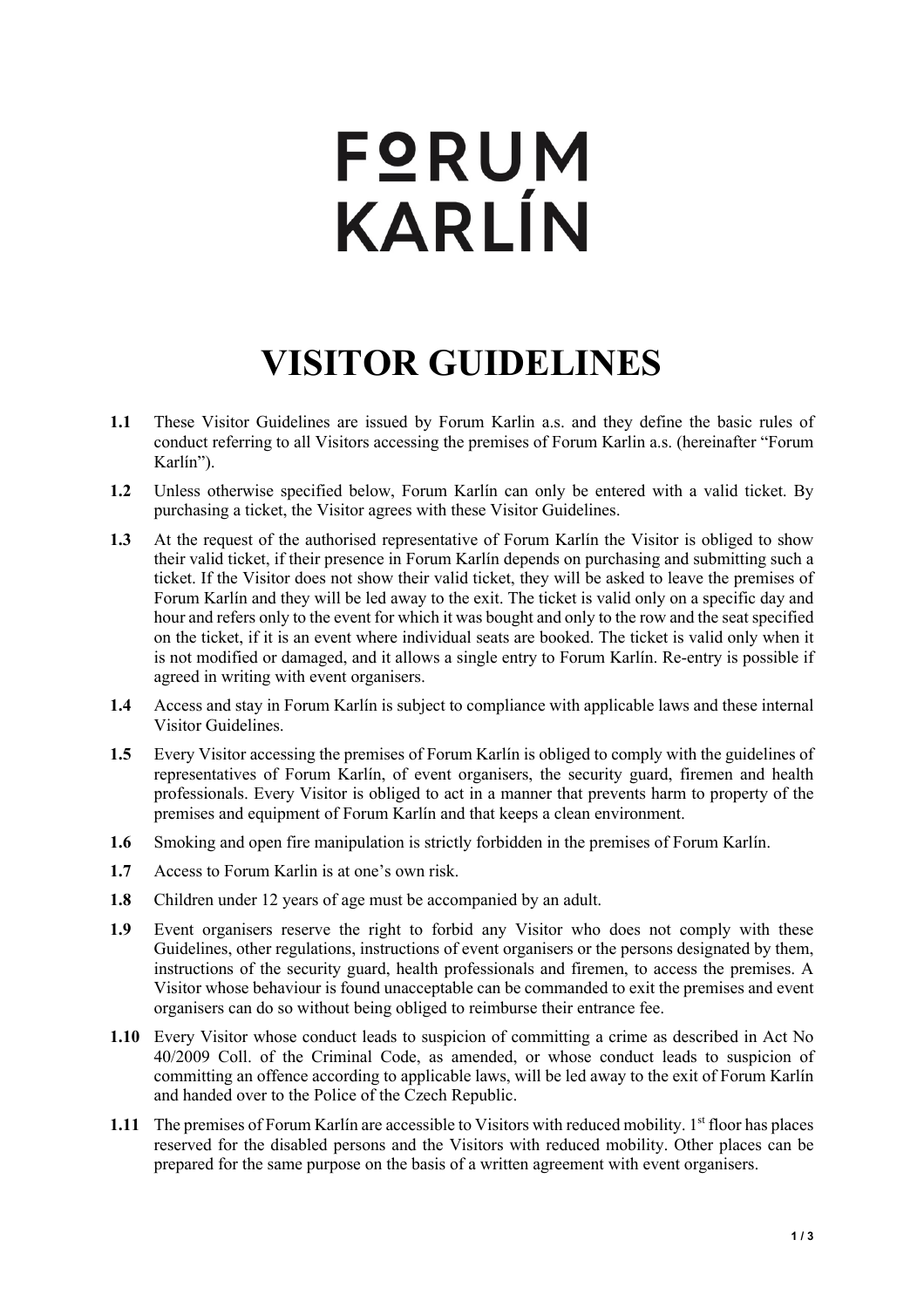# FORUM KARLÍN

# VISITOR GUIDELINES

**1.1** These Visitor Guidelines are issued by Forum Karlin a.s. and they define the basic rules of conduct referring to all Visitors accessing the premises of Forum Karlin a.s. (hereinafter "Forum Karlín").

**1.2** Unless otherwise specified below, Forum Karlín can only be entered with a valid ticket. By purchasing a ticket, the Visitor agrees with these Visitor Guidelines.

**1.3** At the request of the authorised representative of Forum Karlín the Visitor is obliged to show their valid ticket, if their presence in Forum Karlín depends on purchasing and submitting such a ticket. If the Visitor does not show their valid ticket, they will be asked to leave the premises of Forum Karlín and they will be led away to the exit. The ticket is valid only on a specific day and hour and refers only to the event for which it was bought and only to the row and the seat specified on the ticket, if it is an event where individual seats are booked. The ticket is valid only when it is not modified or damaged, and it allows a single entry to Forum Karlín. Re-entry is possible if agreed in writing with event organisers.

**1.4** Access and stay in Forum Karlín is subject to compliance with applicable laws and these internal Visitor Guidelines.

**1.5** Every Visitor accessing the premises of Forum Karlín is obliged to comply with the guidelines of representatives of Forum Karlín, of event organisers, the security guard, firemen and health professionals. Every Visitor is obliged to act in a manner that prevents harm to property of the premises and equipment of Forum Karlín and that keeps a clean environment.

**1.6** Smoking and open fire manipulation is strictly forbidden in the premises of Forum Karlín.

**1.7** Access to Forum Karlin is at one's own risk.

**1.8** Children under 12 years of age must be accompanied by an adult.

**1.9** Event organisers reserve the right to forbid any Visitor who does not comply with these Guidelines, other regulations, instructions of event organisers or the persons designated by them, instructions of the security guard, health professionals and firemen, to access the premises. A Visitor whose behaviour is found unacceptable can be commanded to exit the premises and event organisers can do so without being obliged to reimburse their entrance fee.

**1.10** Every Visitor whose conduct leads to suspicion of committing a crime as described in Act No 40/2009 Coll. of the Criminal Code, as amended, or whose conduct leads to suspicion of committing an offence according to applicable laws, will be led away to the exit of Forum Karlín and handed over to the Police of the Czech Republic.

**1.11** The premises of Forum Karlín are accessible to Visitors with reduced mobility. 1st floor has places reserved for the disabled persons and the Visitors with reduced mobility. Other places can be prepared for the same purpose on the basis of a written agreement with event organisers.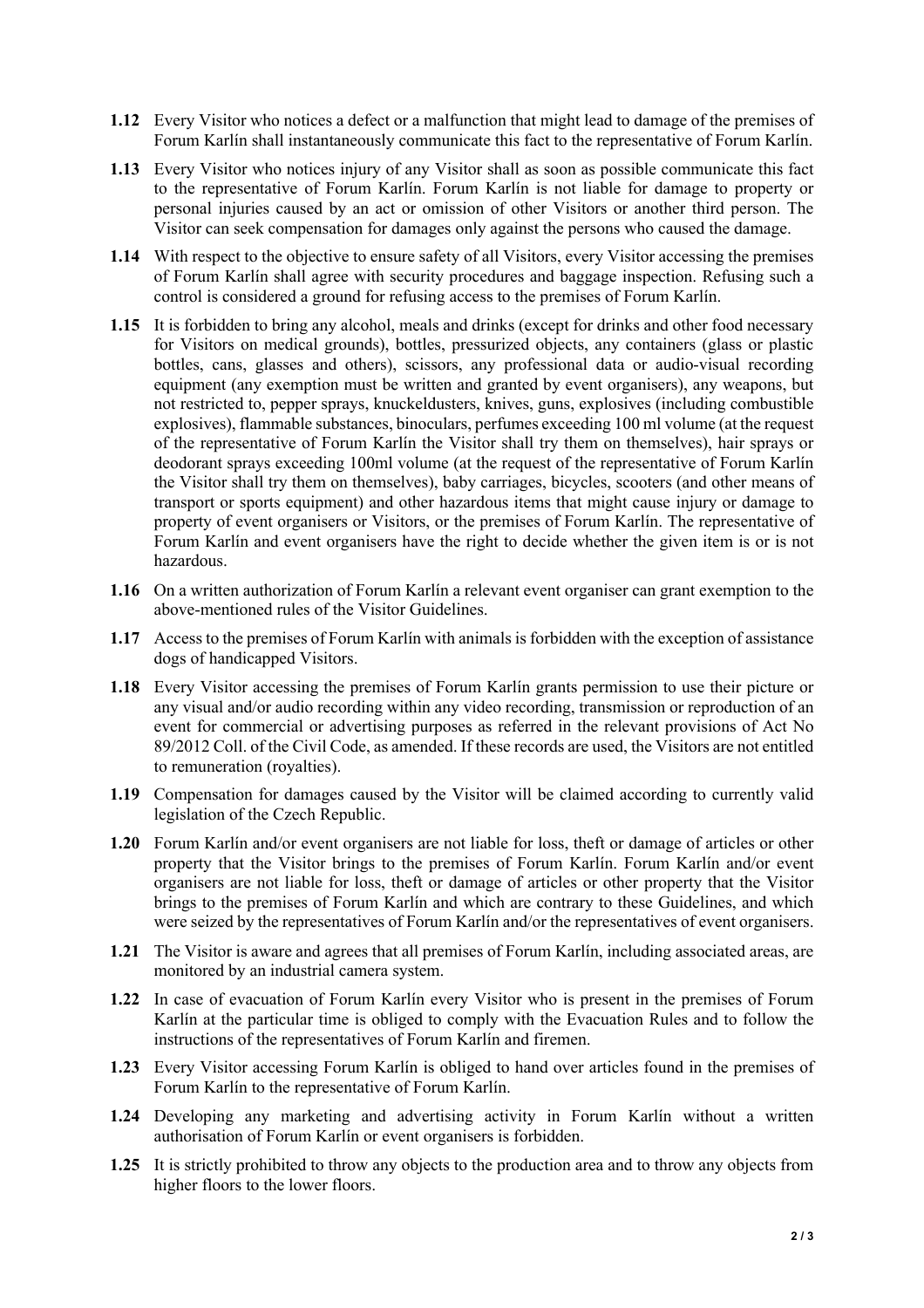**1.12** Every Visitor who notices a defect or a malfunction that might lead to damage of the premises of Forum Karlín shall instantaneously communicate this fact to the representative of Forum Karlín.

**1.13** Every Visitor who notices injury of any Visitor shall as soon as possible communicate this fact to the representative of Forum Karlín. Forum Karlín is not liable for damage to property or personal injuries caused by an act or omission of other Visitors or another third person. The Visitor can seek compensation for damages only against the persons who caused the damage.

**1.14** With respect to the objective to ensure safety of all Visitors, every Visitor accessing the premises of Forum Karlín shall agree with security procedures and baggage inspection. Refusing such a control is considered a ground for refusing access to the premises of Forum Karlín.

**1.15** It is forbidden to bring any alcohol, meals and drinks (except for drinks and other food necessary for Visitors on medical grounds), bottles, pressurized objects, any containers (glass or plastic bottles, cans, glasses and others), scissors, any professional data or audio-visual recording equipment (any exemption must be written and granted by event organisers), any weapons, but not restricted to, pepper sprays, knuckeldusters, knives, guns, explosives (including combustible explosives), flammable substances, binoculars, perfumes exceeding 100 ml volume (at the request of the representative of Forum Karlín the Visitor shall try them on themselves), hair sprays or deodorant sprays exceeding 100ml volume (at the request of the representative of Forum Karlín the Visitor shall try them on themselves), baby carriages, bicycles, scooters (and other means of transport or sports equipment) and other hazardous items that might cause injury or damage to property of event organisers or Visitors, or the premises of Forum Karlín. The representative of Forum Karlín and event organisers have the right to decide whether the given item is or is not hazardous.

**1.16** On a written authorization of Forum Karlín a relevant event organiser can grant exemption to the above-mentioned rules of the Visitor Guidelines.

**1.17** Access to the premises of Forum Karlín with animals is forbidden with the exception of assistance dogs of handicapped Visitors.

**1.18** Every Visitor accessing the premises of Forum Karlín grants permission to use their picture or any visual and/or audio recording within any video recording, transmission or reproduction of an event for commercial or advertising purposes as referred in the relevant provisions of Act No 89/2012 Coll. of the Civil Code, as amended. If these records are used, the Visitors are not entitled to remuneration (royalties).

**1.19** Compensation for damages caused by the Visitor will be claimed according to currently valid legislation of the Czech Republic.

**1.20** Forum Karlín and/or event organisers are not liable for loss, theft or damage of articles or other property that the Visitor brings to the premises of Forum Karlín. Forum Karlín and/or event organisers are not liable for loss, theft or damage of articles or other property that the Visitor brings to the premises of Forum Karlín and which are contrary to these Guidelines, and which were seized by the representatives of Forum Karlín and/or the representatives of event organisers.

**1.21** The Visitor is aware and agrees that all premises of Forum Karlín, including associated areas, are monitored by an industrial camera system.

**1.22** In case of evacuation of Forum Karlín every Visitor who is present in the premises of Forum Karlín at the particular time is obliged to comply with the Evacuation Rules and to follow the instructions of the representatives of Forum Karlín and firemen.

**1.23** Every Visitor accessing Forum Karlín is obliged to hand over articles found in the premises of Forum Karlín to the representative of Forum Karlín.

**1.24** Developing any marketing and advertising activity in Forum Karlín without a written authorisation of Forum Karlín or event organisers is forbidden.

**1.25** It is strictly prohibited to throw any objects to the production area and to throw any objects from higher floors to the lower floors.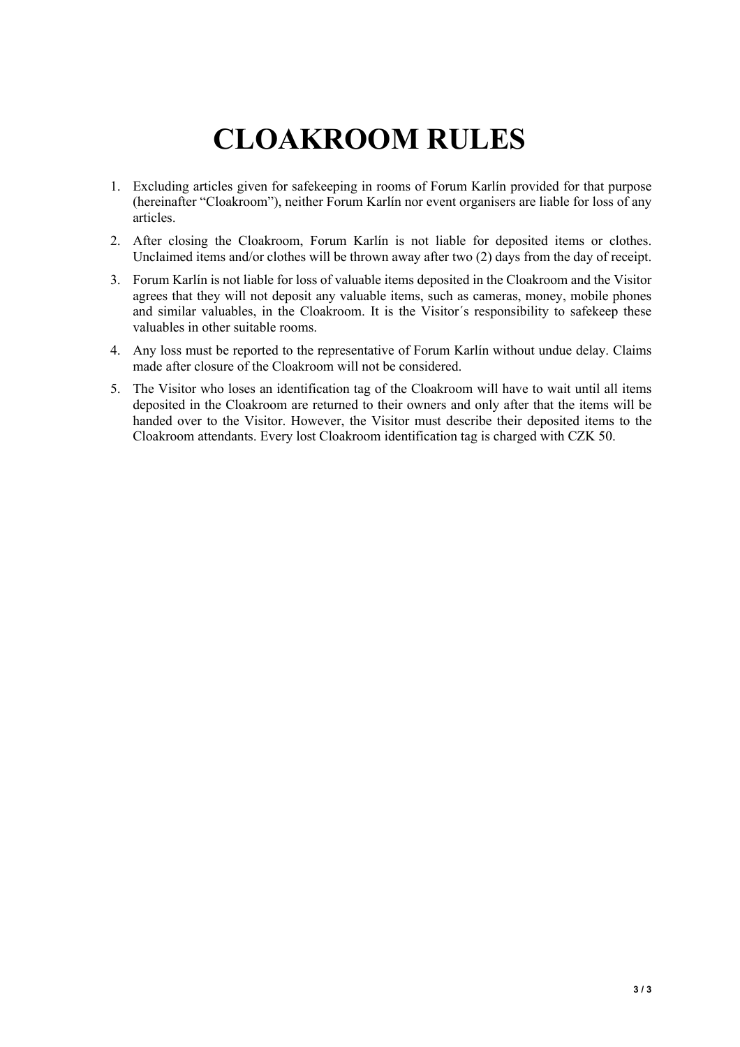# CLOAKROOM RULES

1. Excluding articles given for safekeeping in rooms of Forum Karlín provided for that purpose (hereinafter "Cloakroom"), neither Forum Karlín nor event organisers are liable for loss of any articles.
2. After closing the Cloakroom, Forum Karlín is not liable for deposited items or clothes. Unclaimed items and/or clothes will be thrown away after two (2) days from the day of receipt.
3. Forum Karlín is not liable for loss of valuable items deposited in the Cloakroom and the Visitor agrees that they will not deposit any valuable items, such as cameras, money, mobile phones and similar valuables, in the Cloakroom. It is the Visitor´s responsibility to safekeep these valuables in other suitable rooms.
4. Any loss must be reported to the representative of Forum Karlín without undue delay. Claims made after closure of the Cloakroom will not be considered.
5. The Visitor who loses an identification tag of the Cloakroom will have to wait until all items deposited in the Cloakroom are returned to their owners and only after that the items will be handed over to the Visitor. However, the Visitor must describe their deposited items to the Cloakroom attendants. Every lost Cloakroom identification tag is charged with CZK 50.